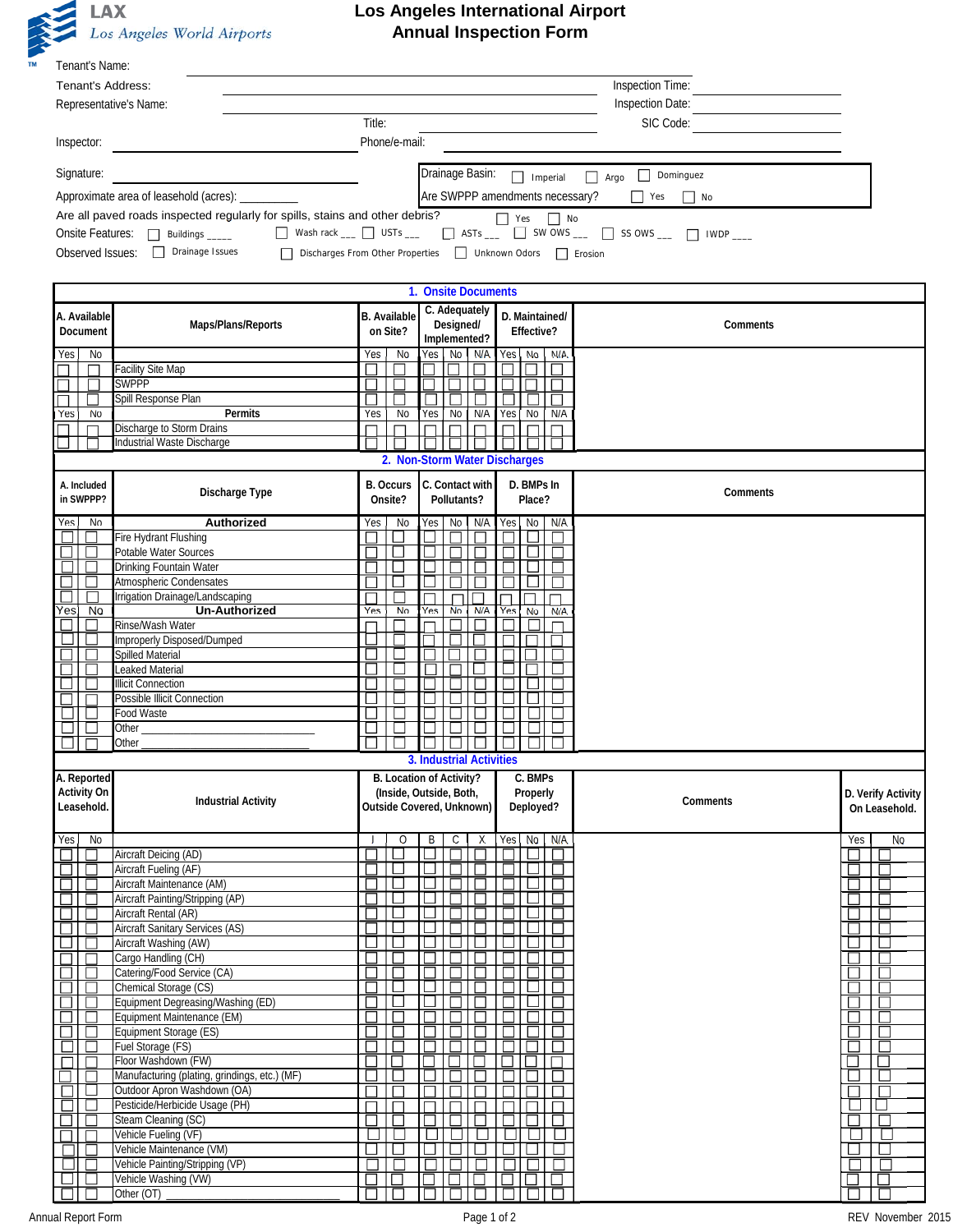LAX
Los Angeles World Airports

# Los Angeles International Airport
## Annual Inspection Form

Tenant's Name: ______________________

Tenant's Address: ______________________ Inspection Time: __________

Representative's Name: ______________________ Inspection Date: __________

Title: __________ SIC Code: __________

Inspector: ______________________ Phone/e-mail: ______________________

Signature: ______________________

Drainage Basin: ☐ Imperial ☐ Argo ☐ Dominguez

Approximate area of leasehold (acres): __________

Are SWPPP amendments necessary? ☐ Yes ☐ No

Are all paved roads inspected regularly for spills, stains and other debris? ☐ Yes ☐ No

Onsite Features: ☐ Buildings _____ ☐ Wash rack ___ ☐ USTs ___ ☐ ASTs ___ ☐ SW OWS ___ ☐ SS OWS ___ ☐ IWDP ____

Observed Issues: ☐ Drainage Issues ☐ Discharges From Other Properties ☐ Unknown Odors ☐ Erosion

### 1. Onsite Documents

| A. Available Document | | Maps/Plans/Reports | B. Available on Site? | | C. Adequately Designed/ Implemented? | | | D. Maintained/ Effective? | | | Comments |
|---|---|---|---|---|---|---|---|---|---|---|---|
| Yes | No | | Yes | No | Yes | No | N/A | Yes | No | N/A | |
| ☐ | ☐ | Facility Site Map | ☐ | ☐ | ☐ | ☐ | ☐ | ☐ | ☐ | ☐ | |
| ☐ | ☐ | SWPPP | ☐ | ☐ | ☐ | ☐ | ☐ | ☐ | ☐ | ☐ | |
| ☐ | ☐ | Spill Response Plan | ☐ | ☐ | ☐ | ☐ | ☐ | ☐ | ☐ | ☐ | |
| Yes | No | **Permits** | Yes | No | Yes | No | N/A | Yes | No | N/A | |
| ☐ | ☐ | Discharge to Storm Drains | ☐ | ☐ | ☐ | ☐ | ☐ | ☐ | ☐ | ☐ | |
| ☐ | ☐ | Industrial Waste Discharge | ☐ | ☐ | ☐ | ☐ | ☐ | ☐ | ☐ | ☐ | |

### 2. Non-Storm Water Discharges

| A. Included in SWPPP? | | Discharge Type | B. Occurs Onsite? | | C. Contact with Pollutants? | | | D. BMPs In Place? | | | Comments |
|---|---|---|---|---|---|---|---|---|---|---|---|
| Yes | No | **Authorized** | Yes | No | Yes | No | N/A | Yes | No | N/A | |
| ☐ | ☐ | Fire Hydrant Flushing | ☐ | ☐ | ☐ | ☐ | ☐ | ☐ | ☐ | ☐ | |
| ☐ | ☐ | Potable Water Sources | ☐ | ☐ | ☐ | ☐ | ☐ | ☐ | ☐ | ☐ | |
| ☐ | ☐ | Drinking Fountain Water | ☐ | ☐ | ☐ | ☐ | ☐ | ☐ | ☐ | ☐ | |
| ☐ | ☐ | Atmospheric Condensates | ☐ | ☐ | ☐ | ☐ | ☐ | ☐ | ☐ | ☐ | |
| ☐ | ☐ | Irrigation Drainage/Landscaping | ☐ | ☐ | ☐ | ☐ | ☐ | ☐ | ☐ | ☐ | |
| Yes | No | **Un-Authorized** | Yes | No | Yes | No | N/A | Yes | No | N/A | |
| ☐ | ☐ | Rinse/Wash Water | ☐ | ☐ | ☐ | ☐ | ☐ | ☐ | ☐ | ☐ | |
| ☐ | ☐ | Improperly Disposed/Dumped | ☐ | ☐ | ☐ | ☐ | ☐ | ☐ | ☐ | ☐ | |
| ☐ | ☐ | Spilled Material | ☐ | ☐ | ☐ | ☐ | ☐ | ☐ | ☐ | ☐ | |
| ☐ | ☐ | Leaked Material | ☐ | ☐ | ☐ | ☐ | ☐ | ☐ | ☐ | ☐ | |
| ☐ | ☐ | Illicit Connection | ☐ | ☐ | ☐ | ☐ | ☐ | ☐ | ☐ | ☐ | |
| ☐ | ☐ | Possible Illicit Connection | ☐ | ☐ | ☐ | ☐ | ☐ | ☐ | ☐ | ☐ | |
| ☐ | ☐ | Food Waste | ☐ | ☐ | ☐ | ☐ | ☐ | ☐ | ☐ | ☐ | |
| ☐ | ☐ | Other ______________________ | ☐ | ☐ | ☐ | ☐ | ☐ | ☐ | ☐ | ☐ | |
| ☐ | ☐ | Other ______________________ | ☐ | ☐ | ☐ | ☐ | ☐ | ☐ | ☐ | ☐ | |

### 3. Industrial Activities

| A. Reported Activity On Leasehold. | | Industrial Activity | B. Location of Activity? (Inside, Outside, Both, Outside Covered, Unknown) | | | | | C. BMPs Properly Deployed? | | | Comments | D. Verify Activity On Leasehold. | |
|---|---|---|---|---|---|---|---|---|---|---|---|---|---|
| Yes | No | | I | O | B | C | X | Yes | No | N/A | | Yes | No |
| ☐ | ☐ | Aircraft Deicing (AD) | ☐ | ☐ | ☐ | ☐ | ☐ | ☐ | ☐ | ☐ | | ☐ | ☐ |
| ☐ | ☐ | Aircraft Fueling (AF) | ☐ | ☐ | ☐ | ☐ | ☐ | ☐ | ☐ | ☐ | | ☐ | ☐ |
| ☐ | ☐ | Aircraft Maintenance (AM) | ☐ | ☐ | ☐ | ☐ | ☐ | ☐ | ☐ | ☐ | | ☐ | ☐ |
| ☐ | ☐ | Aircraft Painting/Stripping (AP) | ☐ | ☐ | ☐ | ☐ | ☐ | ☐ | ☐ | ☐ | | ☐ | ☐ |
| ☐ | ☐ | Aircraft Rental (AR) | ☐ | ☐ | ☐ | ☐ | ☐ | ☐ | ☐ | ☐ | | ☐ | ☐ |
| ☐ | ☐ | Aircraft Sanitary Services (AS) | ☐ | ☐ | ☐ | ☐ | ☐ | ☐ | ☐ | ☐ | | ☐ | ☐ |
| ☐ | ☐ | Aircraft Washing (AW) | ☐ | ☐ | ☐ | ☐ | ☐ | ☐ | ☐ | ☐ | | ☐ | ☐ |
| ☐ | ☐ | Cargo Handling (CH) | ☐ | ☐ | ☐ | ☐ | ☐ | ☐ | ☐ | ☐ | | ☐ | ☐ |
| ☐ | ☐ | Catering/Food Service (CA) | ☐ | ☐ | ☐ | ☐ | ☐ | ☐ | ☐ | ☐ | | ☐ | ☐ |
| ☐ | ☐ | Chemical Storage (CS) | ☐ | ☐ | ☐ | ☐ | ☐ | ☐ | ☐ | ☐ | | ☐ | ☐ |
| ☐ | ☐ | Equipment Degreasing/Washing (ED) | ☐ | ☐ | ☐ | ☐ | ☐ | ☐ | ☐ | ☐ | | ☐ | ☐ |
| ☐ | ☐ | Equipment Maintenance (EM) | ☐ | ☐ | ☐ | ☐ | ☐ | ☐ | ☐ | ☐ | | ☐ | ☐ |
| ☐ | ☐ | Equipment Storage (ES) | ☐ | ☐ | ☐ | ☐ | ☐ | ☐ | ☐ | ☐ | | ☐ | ☐ |
| ☐ | ☐ | Fuel Storage (FS) | ☐ | ☐ | ☐ | ☐ | ☐ | ☐ | ☐ | ☐ | | ☐ | ☐ |
| ☐ | ☐ | Floor Washdown (FW) | ☐ | ☐ | ☐ | ☐ | ☐ | ☐ | ☐ | ☐ | | ☐ | ☐ |
| ☐ | ☐ | Manufacturing (plating, grindings, etc.) (MF) | ☐ | ☐ | ☐ | ☐ | ☐ | ☐ | ☐ | ☐ | | ☐ | ☐ |
| ☐ | ☐ | Outdoor Apron Washdown (OA) | ☐ | ☐ | ☐ | ☐ | ☐ | ☐ | ☐ | ☐ | | ☐ | ☐ |
| ☐ | ☐ | Pesticide/Herbicide Usage (PH) | ☐ | ☐ | ☐ | ☐ | ☐ | ☐ | ☐ | ☐ | | ☐ | ☐ |
| ☐ | ☐ | Steam Cleaning (SC) | ☐ | ☐ | ☐ | ☐ | ☐ | ☐ | ☐ | ☐ | | ☐ | ☐ |
| ☐ | ☐ | Vehicle Fueling (VF) | ☐ | ☐ | ☐ | ☐ | ☐ | ☐ | ☐ | ☐ | | ☐ | ☐ |
| ☐ | ☐ | Vehicle Maintenance (VM) | ☐ | ☐ | ☐ | ☐ | ☐ | ☐ | ☐ | ☐ | | ☐ | ☐ |
| ☐ | ☐ | Vehicle Painting/Stripping (VP) | ☐ | ☐ | ☐ | ☐ | ☐ | ☐ | ☐ | ☐ | | ☐ | ☐ |
| ☐ | ☐ | Vehicle Washing (VW) | ☐ | ☐ | ☐ | ☐ | ☐ | ☐ | ☐ | ☐ | | ☐ | ☐ |
| ☐ | ☐ | Other (OT) ______________________ | ☐ | ☐ | ☐ | ☐ | ☐ | ☐ | ☐ | ☐ | | ☐ | ☐ |

Annual Report Form REV November 2015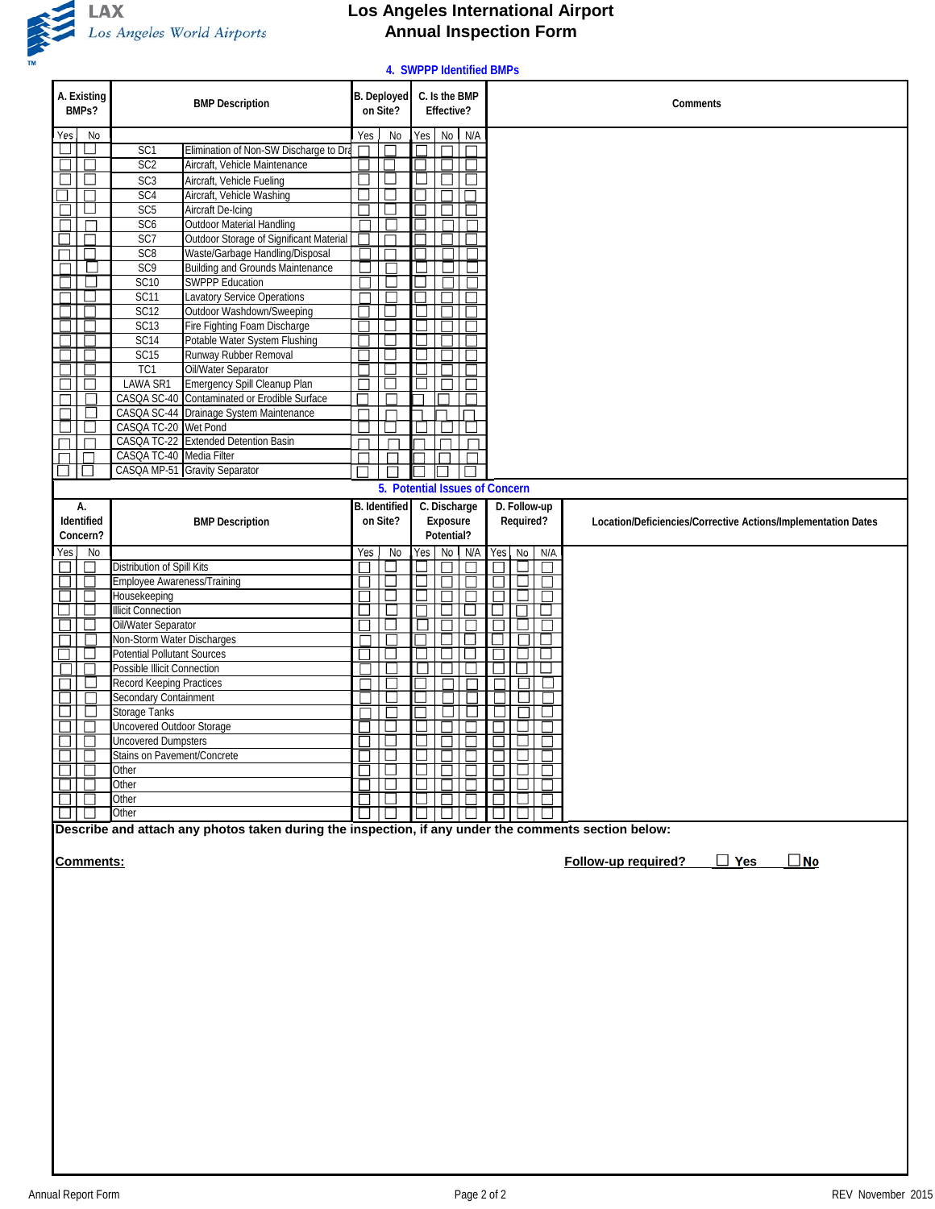LAX Los Angeles World Airports

# Los Angeles International Airport
# Annual Inspection Form

## 4. SWPPP Identified BMPs

| A. Existing BMPs? | | BMP Description | | B. Deployed on Site? | | C. Is the BMP Effective? | | | Comments |
|---|---|---|---|---|---|---|---|---|---|
| Yes | No | | | Yes | No | Yes | No | N/A | |
| ☐ | ☐ | SC1 | Elimination of Non-SW Discharge to Dra | ☐ | ☐ | ☐ | ☐ | ☐ | |
| ☐ | ☐ | SC2 | Aircraft, Vehicle Maintenance | ☐ | ☐ | ☐ | ☐ | ☐ | |
| ☐ | ☐ | SC3 | Aircraft, Vehicle Fueling | ☐ | ☐ | ☐ | ☐ | ☐ | |
| ☐ | ☐ | SC4 | Aircraft, Vehicle Washing | ☐ | ☐ | ☐ | ☐ | ☐ | |
| ☐ | ☐ | SC5 | Aircraft De-Icing | ☐ | ☐ | ☐ | ☐ | ☐ | |
| ☐ | ☐ | SC6 | Outdoor Material Handling | ☐ | ☐ | ☐ | ☐ | ☐ | |
| ☐ | ☐ | SC7 | Outdoor Storage of Significant Material | ☐ | ☐ | ☐ | ☐ | ☐ | |
| ☐ | ☐ | SC8 | Waste/Garbage Handling/Disposal | ☐ | ☐ | ☐ | ☐ | ☐ | |
| ☐ | ☐ | SC9 | Building and Grounds Maintenance | ☐ | ☐ | ☐ | ☐ | ☐ | |
| ☐ | ☐ | SC10 | SWPPP Education | ☐ | ☐ | ☐ | ☐ | ☐ | |
| ☐ | ☐ | SC11 | Lavatory Service Operations | ☐ | ☐ | ☐ | ☐ | ☐ | |
| ☐ | ☐ | SC12 | Outdoor Washdown/Sweeping | ☐ | ☐ | ☐ | ☐ | ☐ | |
| ☐ | ☐ | SC13 | Fire Fighting Foam Discharge | ☐ | ☐ | ☐ | ☐ | ☐ | |
| ☐ | ☐ | SC14 | Potable Water System Flushing | ☐ | ☐ | ☐ | ☐ | ☐ | |
| ☐ | ☐ | SC15 | Runway Rubber Removal | ☐ | ☐ | ☐ | ☐ | ☐ | |
| ☐ | ☐ | TC1 | Oil/Water Separator | ☐ | ☐ | ☐ | ☐ | ☐ | |
| ☐ | ☐ | LAWA SR1 | Emergency Spill Cleanup Plan | ☐ | ☐ | ☐ | ☐ | ☐ | |
| ☐ | ☐ | CASQA SC-40 | Contaminated or Erodible Surface | ☐ | ☐ | ☐ | ☐ | ☐ | |
| ☐ | ☐ | CASQA SC-44 | Drainage System Maintenance | ☐ | ☐ | ☐ | ☐ | ☐ | |
| ☐ | ☐ | CASQA TC-20 | Wet Pond | ☐ | ☐ | ☐ | ☐ | ☐ | |
| ☐ | ☐ | CASQA TC-22 | Extended Detention Basin | ☐ | ☐ | ☐ | ☐ | ☐ | |
| ☐ | ☐ | CASQA TC-40 | Media Filter | ☐ | ☐ | ☐ | ☐ | ☐ | |
| ☐ | ☐ | CASQA MP-51 | Gravity Separator | ☐ | ☐ | ☐ | ☐ | ☐ | |

## 5. Potential Issues of Concern

| A. Identified Concern? | | BMP Description | B. Identified on Site? | | C. Discharge Exposure Potential? | | | D. Follow-up Required? | | | Location/Deficiencies/Corrective Actions/Implementation Dates |
|---|---|---|---|---|---|---|---|---|---|---|---|
| Yes | No | | Yes | No | Yes | No | N/A | Yes | No | N/A | |
| ☐ | ☐ | Distribution of Spill Kits | ☐ | ☐ | ☐ | ☐ | ☐ | ☐ | ☐ | ☐ | |
| ☐ | ☐ | Employee Awareness/Training | ☐ | ☐ | ☐ | ☐ | ☐ | ☐ | ☐ | ☐ | |
| ☐ | ☐ | Housekeeping | ☐ | ☐ | ☐ | ☐ | ☐ | ☐ | ☐ | ☐ | |
| ☐ | ☐ | Illicit Connection | ☐ | ☐ | ☐ | ☐ | ☐ | ☐ | ☐ | ☐ | |
| ☐ | ☐ | Oil/Water Separator | ☐ | ☐ | ☐ | ☐ | ☐ | ☐ | ☐ | ☐ | |
| ☐ | ☐ | Non-Storm Water Discharges | ☐ | ☐ | ☐ | ☐ | ☐ | ☐ | ☐ | ☐ | |
| ☐ | ☐ | Potential Pollutant Sources | ☐ | ☐ | ☐ | ☐ | ☐ | ☐ | ☐ | ☐ | |
| ☐ | ☐ | Possible Illicit Connection | ☐ | ☐ | ☐ | ☐ | ☐ | ☐ | ☐ | ☐ | |
| ☐ | ☐ | Record Keeping Practices | ☐ | ☐ | ☐ | ☐ | ☐ | ☐ | ☐ | ☐ | |
| ☐ | ☐ | Secondary Containment | ☐ | ☐ | ☐ | ☐ | ☐ | ☐ | ☐ | ☐ | |
| ☐ | ☐ | Storage Tanks | ☐ | ☐ | ☐ | ☐ | ☐ | ☐ | ☐ | ☐ | |
| ☐ | ☐ | Uncovered Outdoor Storage | ☐ | ☐ | ☐ | ☐ | ☐ | ☐ | ☐ | ☐ | |
| ☐ | ☐ | Uncovered Dumpsters | ☐ | ☐ | ☐ | ☐ | ☐ | ☐ | ☐ | ☐ | |
| ☐ | ☐ | Stains on Pavement/Concrete | ☐ | ☐ | ☐ | ☐ | ☐ | ☐ | ☐ | ☐ | |
| ☐ | ☐ | Other | ☐ | ☐ | ☐ | ☐ | ☐ | ☐ | ☐ | ☐ | |
| ☐ | ☐ | Other | ☐ | ☐ | ☐ | ☐ | ☐ | ☐ | ☐ | ☐ | |
| ☐ | ☐ | Other | ☐ | ☐ | ☐ | ☐ | ☐ | ☐ | ☐ | ☐ | |
| ☐ | ☐ | Other | ☐ | ☐ | ☐ | ☐ | ☐ | ☐ | ☐ | ☐ | |

**Describe and attach any photos taken during the inspection, if any under the comments section below:**

**Comments:** **Follow-up required?** ☐ **Yes** ☐ **No**

Annual Report Form

REV November 2015